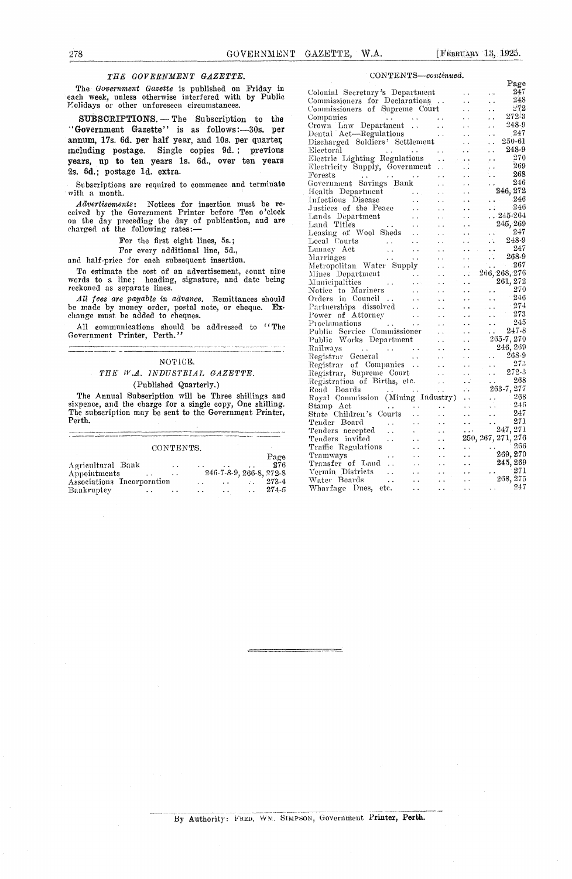### *THE GOVERNMENT GAZETTE.*

The *Government Gazette* is published on Friday in each week, unless otherwise interfered with by Public Holidays or other unforeseen circumstances.

**SUBSCRIPTIONS.—The Subscription to the "Government Gazette" is as follows:—30s. per annum, 17s. 6d. per half year, and 10s. per quarter, including postage. Single copies 9d.; previous years, up to ten years 1s. 6d., over ten years 2s. 6d.; postage 1d. extra.**

Subscriptions are required to commence and terminate with a month.

*Advertisements*: Notices for insertion must be received by the Government Printer before Ten o'clock on the day preceding the day of publication, and are charged at the following rates:—

For the first eight lines, 5s.;
For every additional line, 5d.,

and half-price for each subsequent insertion.

To estimate the cost of an advertisement, count nine words to a line; heading, signature, and date being reckoned as separate lines.

*All fees are payable in advance.* Remittances should be made by money order, postal note, or cheque. **Exchange must be added to cheques.**

All communications should be addressed to "The Government Printer, Perth."

---

NOTICE.

*THE W.A. INDUSTRIAL GAZETTE.*

(Published Quarterly.)

**The Annual Subscription will be Three shillings and sixpence, and the charge for a single copy, One shilling. The subscription may be sent to the Government Printer, Perth.**

---

CONTENTS.

| | Page |
|---|---|
| Agricultural Bank | 276 |
| Appointments | 246-7-8-9, 266-8, 272-8 |
| Associations Incorporation | 273-4 |
| Bankruptcy | 274-5 |
| Colonial Secretary's Department | 247 |
| Commissioners for Declarations | 248 |
| Commissioners of Supreme Court | 272 |
| Companies | 272-3 |
| Crown Law Department | 248-9 |
| Dental Act—Regulations | 247 |
| Discharged Soldiers' Settlement | 250-61 |
| Electoral | 248-9 |
| Electric Lighting Regulations | 270 |
| Electricity Supply, Government | 269 |
| Forests | 268 |
| Government Savings Bank | 246 |
| Health Department | 246, 272 |
| Infectious Disease | 246 |
| Justices of the Peace | 246 |
| Lands Department | 245-264 |
| Land Titles | 245, 269 |
| Leasing of Wool Sheds | 247 |
| Local Courts | 248-9 |
| Lunacy Act | 247 |
| Marriages | 268-9 |
| Metropolitan Water Supply | 267 |
| Mines Department | 266, 268, 276 |
| Municipalities | 261, 272 |
| Notice to Mariners | 270 |
| Orders in Council | 246 |
| Partnerships dissolved | 274 |
| Power of Attorney | 273 |
| Proclamations | 245 |
| Public Service Commissioner | 247-8 |
| Public Works Department | 265-7, 270 |
| Railways | 246, 269 |
| Registrar General | 268-9 |
| Registrar of Companies | 273 |
| Registrar, Supreme Court | 272-3 |
| Registration of Births, etc. | 268 |
| Road Boards | 263-7, 277 |
| Royal Commission (Mining Industry) | 268 |
| Stamp Act | 246 |
| State Children's Courts | 247 |
| Tender Board | 271 |
| Tenders accepted | 247, 271 |
| Tenders invited | 250, 267, 271, 276 |
| Traffic Regulations | 266 |
| Tramways | 269, 270 |
| Transfer of Land | 245, 269 |
| Vermin Districts | 271 |
| Water Boards | 268, 275 |
| Wharfage Dues, etc. | 247 |

---

By Authority: FRED. WM. SIMPSON, Government Printer, Perth.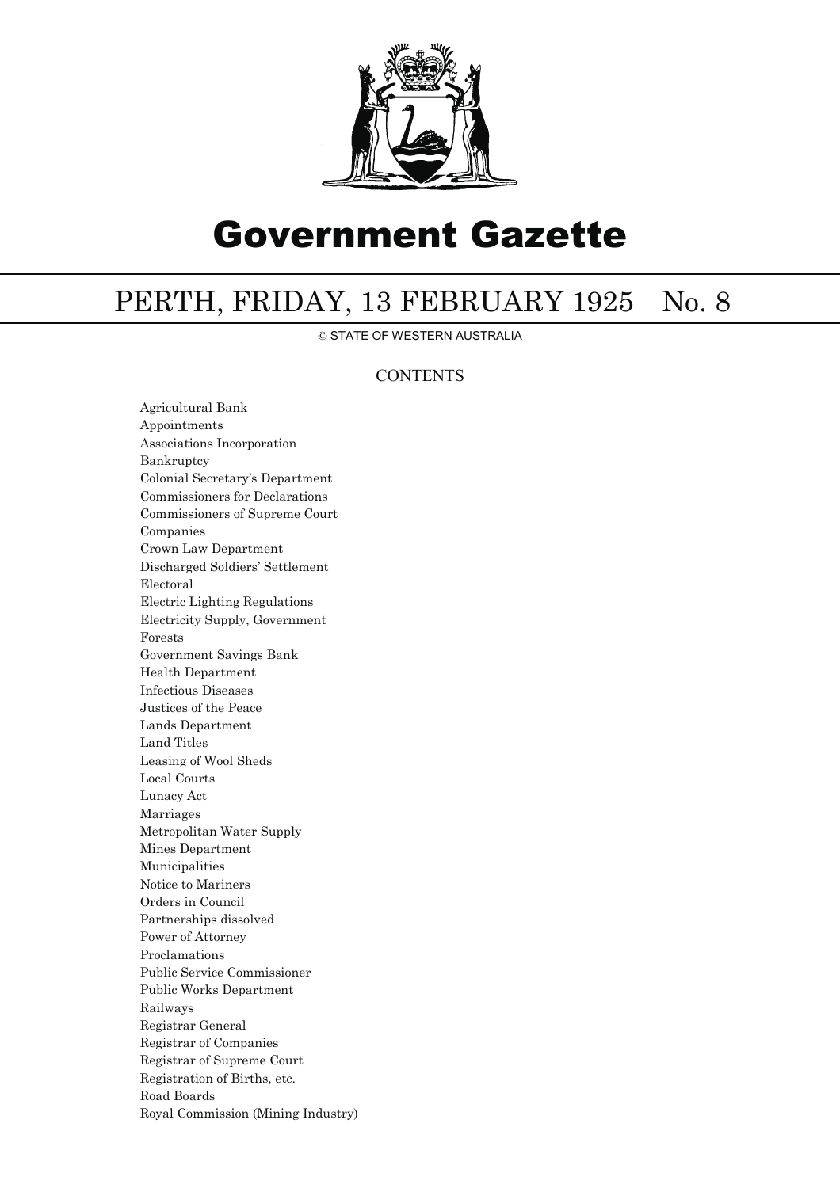# Government Gazette

## PERTH, FRIDAY, 13 FEBRUARY 1925 No. 8

© STATE OF WESTERN AUSTRALIA

### CONTENTS

Agricultural Bank
Appointments
Associations Incorporation
Bankruptcy
Colonial Secretary's Department
Commissioners for Declarations
Commissioners of Supreme Court
Companies
Crown Law Department
Discharged Soldiers' Settlement
Electoral
Electric Lighting Regulations
Electricity Supply, Government
Forests
Government Savings Bank
Health Department
Infectious Diseases
Justices of the Peace
Lands Department
Land Titles
Leasing of Wool Sheds
Local Courts
Lunacy Act
Marriages
Metropolitan Water Supply
Mines Department
Municipalities
Notice to Mariners
Orders in Council
Partnerships dissolved
Power of Attorney
Proclamations
Public Service Commissioner
Public Works Department
Railways
Registrar General
Registrar of Companies
Registrar of Supreme Court
Registration of Births, etc.
Road Boards
Royal Commission (Mining Industry)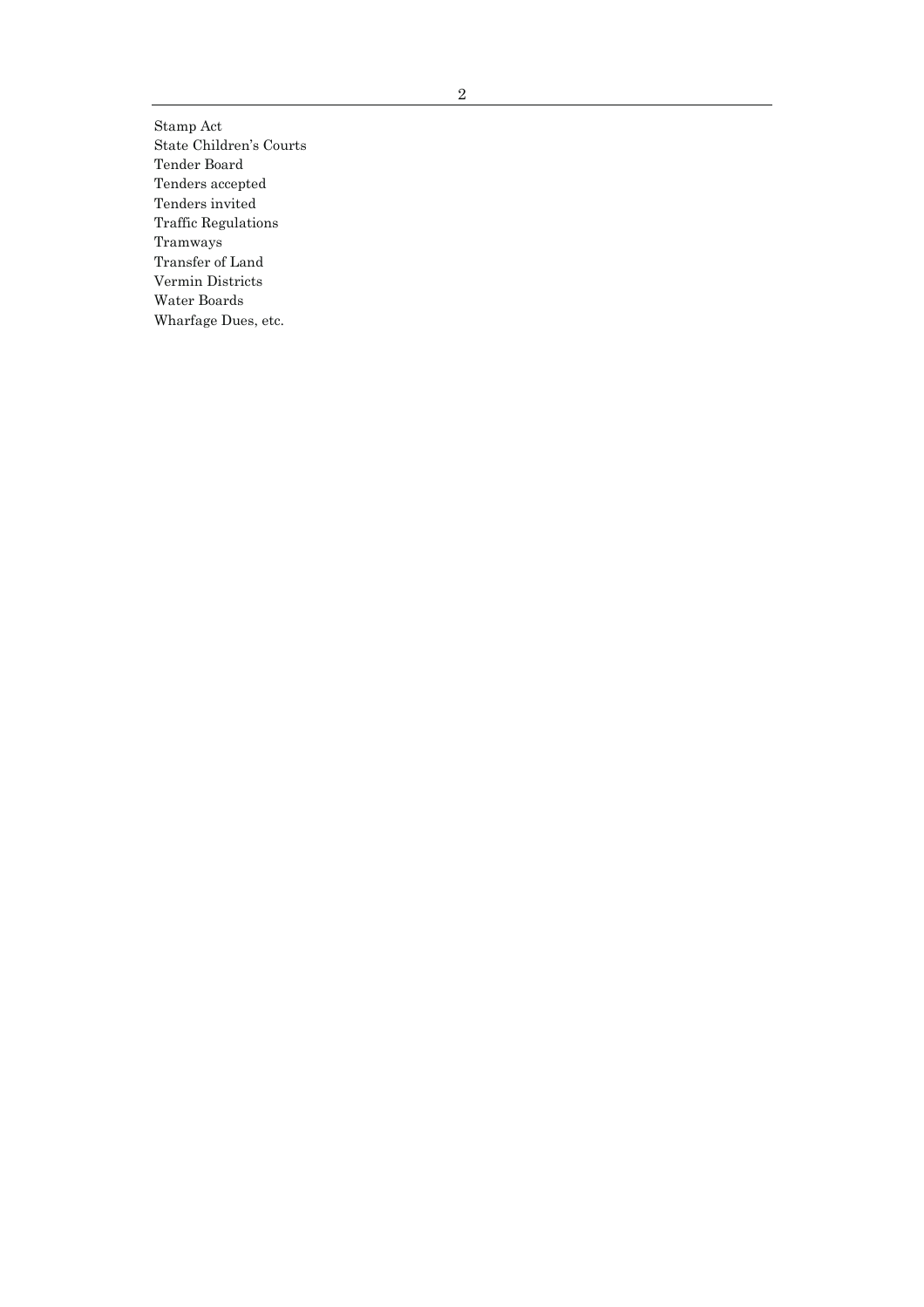Stamp Act
State Children's Courts
Tender Board
Tenders accepted
Tenders invited
Traffic Regulations
Tramways
Transfer of Land
Vermin Districts
Water Boards
Wharfage Dues, etc.